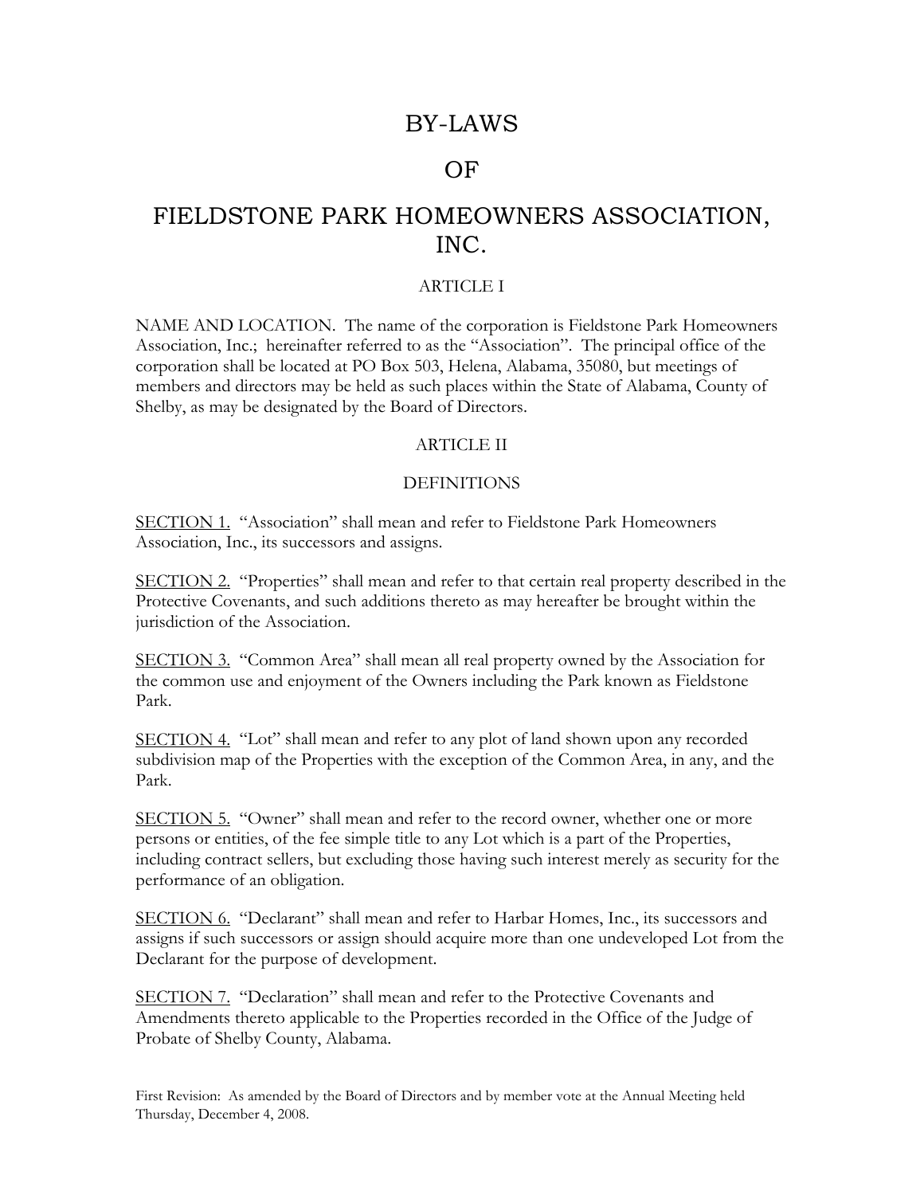# BY-LAWS

# OF

# FIELDSTONE PARK HOMEOWNERS ASSOCIATION, INC.

## ARTICLE I

NAME AND LOCATION. The name of the corporation is Fieldstone Park Homeowners Association, Inc.; hereinafter referred to as the "Association". The principal office of the corporation shall be located at PO Box 503, Helena, Alabama, 35080, but meetings of members and directors may be held as such places within the State of Alabama, County of Shelby, as may be designated by the Board of Directors.

## ARTICLE II

## DEFINITIONS

<u>SECTION 1.</u> "Association" shall mean and refer to Fieldstone Park Homeowners Association, Inc., its successors and assigns.

<u>SECTION 2.</u> "Properties" shall mean and refer to that certain real property described in the Protective Covenants, and such additions thereto as may hereafter be brought within the jurisdiction of the Association.

<u>SECTION 3.</u> "Common Area" shall mean all real property owned by the Association for the common use and enjoyment of the Owners including the Park known as Fieldstone Park.

<u>SECTION 4.</u> "Lot" shall mean and refer to any plot of land shown upon any recorded subdivision map of the Properties with the exception of the Common Area, in any, and the Park.

<u>SECTION 5.</u> "Owner" shall mean and refer to the record owner, whether one or more persons or entities, of the fee simple title to any Lot which is a part of the Properties, including contract sellers, but excluding those having such interest merely as security for the performance of an obligation.

<u>SECTION 6.</u> "Declarant" shall mean and refer to Harbar Homes, Inc., its successors and assigns if such successors or assign should acquire more than one undeveloped Lot from the Declarant for the purpose of development.

<u>SECTION 7.</u> "Declaration" shall mean and refer to the Protective Covenants and Amendments thereto applicable to the Properties recorded in the Office of the Judge of Probate of Shelby County, Alabama.

First Revision: As amended by the Board of Directors and by member vote at the Annual Meeting held Thursday, December 4, 2008.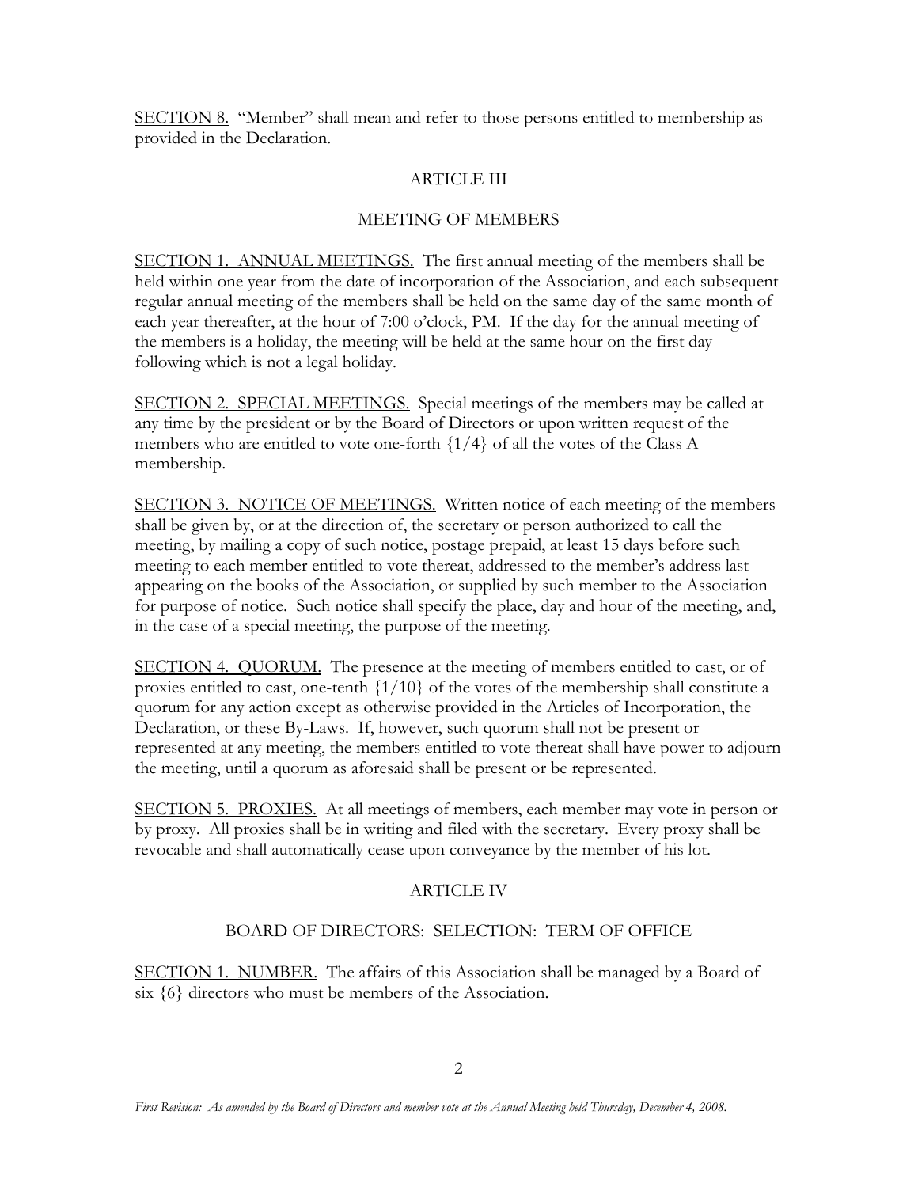SECTION 8. "Member" shall mean and refer to those persons entitled to membership as provided in the Declaration.

## ARTICLE III

## MEETING OF MEMBERS

SECTION 1. ANNUAL MEETINGS. The first annual meeting of the members shall be held within one year from the date of incorporation of the Association, and each subsequent regular annual meeting of the members shall be held on the same day of the same month of each year thereafter, at the hour of 7:00 o'clock, PM. If the day for the annual meeting of the members is a holiday, the meeting will be held at the same hour on the first day following which is not a legal holiday.

SECTION 2. SPECIAL MEETINGS. Special meetings of the members may be called at any time by the president or by the Board of Directors or upon written request of the members who are entitled to vote one-forth {1/4} of all the votes of the Class A membership.

SECTION 3. NOTICE OF MEETINGS. Written notice of each meeting of the members shall be given by, or at the direction of, the secretary or person authorized to call the meeting, by mailing a copy of such notice, postage prepaid, at least 15 days before such meeting to each member entitled to vote thereat, addressed to the member's address last appearing on the books of the Association, or supplied by such member to the Association for purpose of notice. Such notice shall specify the place, day and hour of the meeting, and, in the case of a special meeting, the purpose of the meeting.

SECTION 4. QUORUM. The presence at the meeting of members entitled to cast, or of proxies entitled to cast, one-tenth {1/10} of the votes of the membership shall constitute a quorum for any action except as otherwise provided in the Articles of Incorporation, the Declaration, or these By-Laws. If, however, such quorum shall not be present or represented at any meeting, the members entitled to vote thereat shall have power to adjourn the meeting, until a quorum as aforesaid shall be present or be represented.

SECTION 5. PROXIES. At all meetings of members, each member may vote in person or by proxy. All proxies shall be in writing and filed with the secretary. Every proxy shall be revocable and shall automatically cease upon conveyance by the member of his lot.

## ARTICLE IV

## BOARD OF DIRECTORS: SELECTION: TERM OF OFFICE

SECTION 1. NUMBER. The affairs of this Association shall be managed by a Board of six {6} directors who must be members of the Association.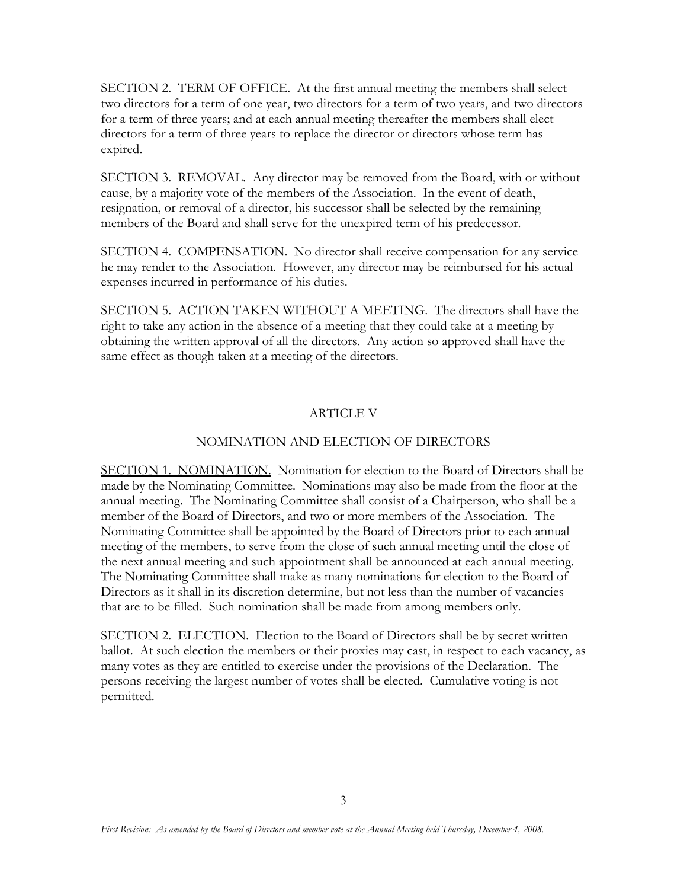SECTION 2. TERM OF OFFICE. At the first annual meeting the members shall select two directors for a term of one year, two directors for a term of two years, and two directors for a term of three years; and at each annual meeting thereafter the members shall elect directors for a term of three years to replace the director or directors whose term has expired.

SECTION 3. REMOVAL. Any director may be removed from the Board, with or without cause, by a majority vote of the members of the Association. In the event of death, resignation, or removal of a director, his successor shall be selected by the remaining members of the Board and shall serve for the unexpired term of his predecessor.

SECTION 4. COMPENSATION. No director shall receive compensation for any service he may render to the Association. However, any director may be reimbursed for his actual expenses incurred in performance of his duties.

SECTION 5. ACTION TAKEN WITHOUT A MEETING. The directors shall have the right to take any action in the absence of a meeting that they could take at a meeting by obtaining the written approval of all the directors. Any action so approved shall have the same effect as though taken at a meeting of the directors.

## ARTICLE V

## NOMINATION AND ELECTION OF DIRECTORS

SECTION 1. NOMINATION. Nomination for election to the Board of Directors shall be made by the Nominating Committee. Nominations may also be made from the floor at the annual meeting. The Nominating Committee shall consist of a Chairperson, who shall be a member of the Board of Directors, and two or more members of the Association. The Nominating Committee shall be appointed by the Board of Directors prior to each annual meeting of the members, to serve from the close of such annual meeting until the close of the next annual meeting and such appointment shall be announced at each annual meeting. The Nominating Committee shall make as many nominations for election to the Board of Directors as it shall in its discretion determine, but not less than the number of vacancies that are to be filled. Such nomination shall be made from among members only.

SECTION 2. ELECTION. Election to the Board of Directors shall be by secret written ballot. At such election the members or their proxies may cast, in respect to each vacancy, as many votes as they are entitled to exercise under the provisions of the Declaration. The persons receiving the largest number of votes shall be elected. Cumulative voting is not permitted.

*First Revision: As amended by the Board of Directors and member vote at the Annual Meeting held Thursday, December 4, 2008.*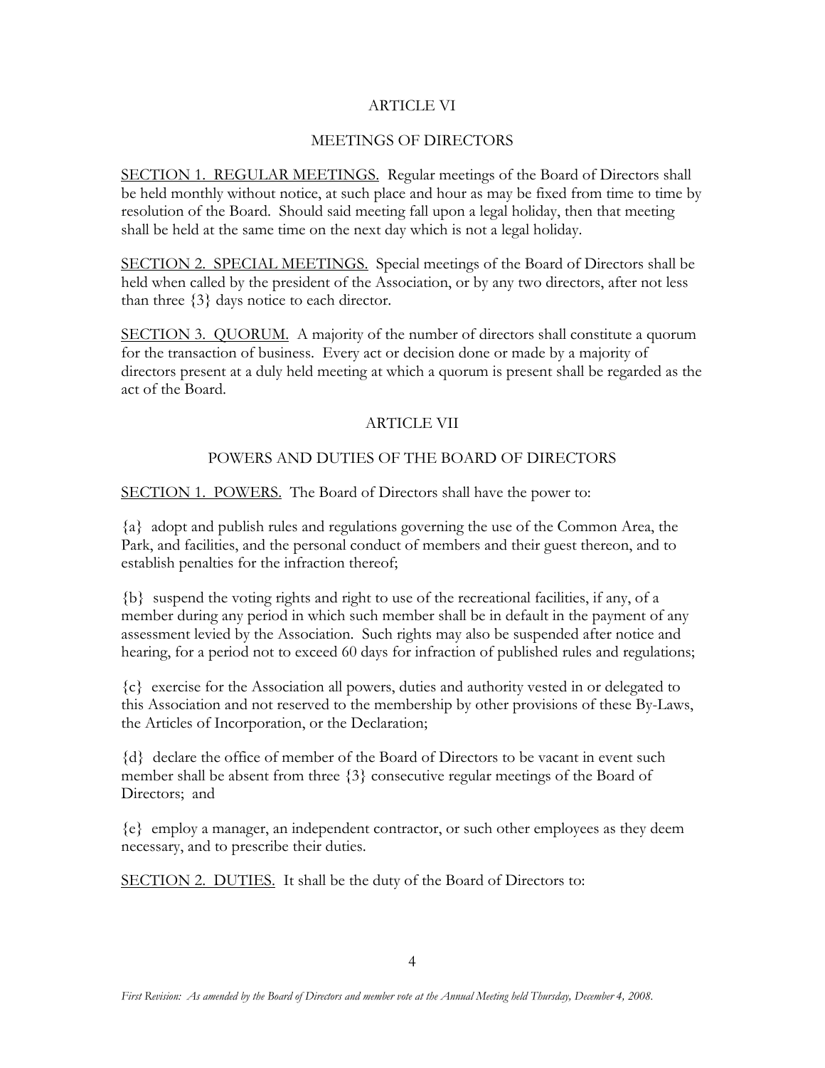## ARTICLE VI

## MEETINGS OF DIRECTORS

<u>SECTION 1. REGULAR MEETINGS.</u> Regular meetings of the Board of Directors shall be held monthly without notice, at such place and hour as may be fixed from time to time by resolution of the Board. Should said meeting fall upon a legal holiday, then that meeting shall be held at the same time on the next day which is not a legal holiday.

<u>SECTION 2. SPECIAL MEETINGS.</u> Special meetings of the Board of Directors shall be held when called by the president of the Association, or by any two directors, after not less than three {3} days notice to each director.

<u>SECTION 3. QUORUM.</u> A majority of the number of directors shall constitute a quorum for the transaction of business. Every act or decision done or made by a majority of directors present at a duly held meeting at which a quorum is present shall be regarded as the act of the Board.

## ARTICLE VII

## POWERS AND DUTIES OF THE BOARD OF DIRECTORS

<u>SECTION 1. POWERS.</u> The Board of Directors shall have the power to:

{a} adopt and publish rules and regulations governing the use of the Common Area, the Park, and facilities, and the personal conduct of members and their guest thereon, and to establish penalties for the infraction thereof;

{b} suspend the voting rights and right to use of the recreational facilities, if any, of a member during any period in which such member shall be in default in the payment of any assessment levied by the Association. Such rights may also be suspended after notice and hearing, for a period not to exceed 60 days for infraction of published rules and regulations;

{c} exercise for the Association all powers, duties and authority vested in or delegated to this Association and not reserved to the membership by other provisions of these By-Laws, the Articles of Incorporation, or the Declaration;

{d} declare the office of member of the Board of Directors to be vacant in event such member shall be absent from three {3} consecutive regular meetings of the Board of Directors; and

{e} employ a manager, an independent contractor, or such other employees as they deem necessary, and to prescribe their duties.

<u>SECTION 2. DUTIES.</u> It shall be the duty of the Board of Directors to:

*First Revision: As amended by the Board of Directors and member vote at the Annual Meeting held Thursday, December 4, 2008.*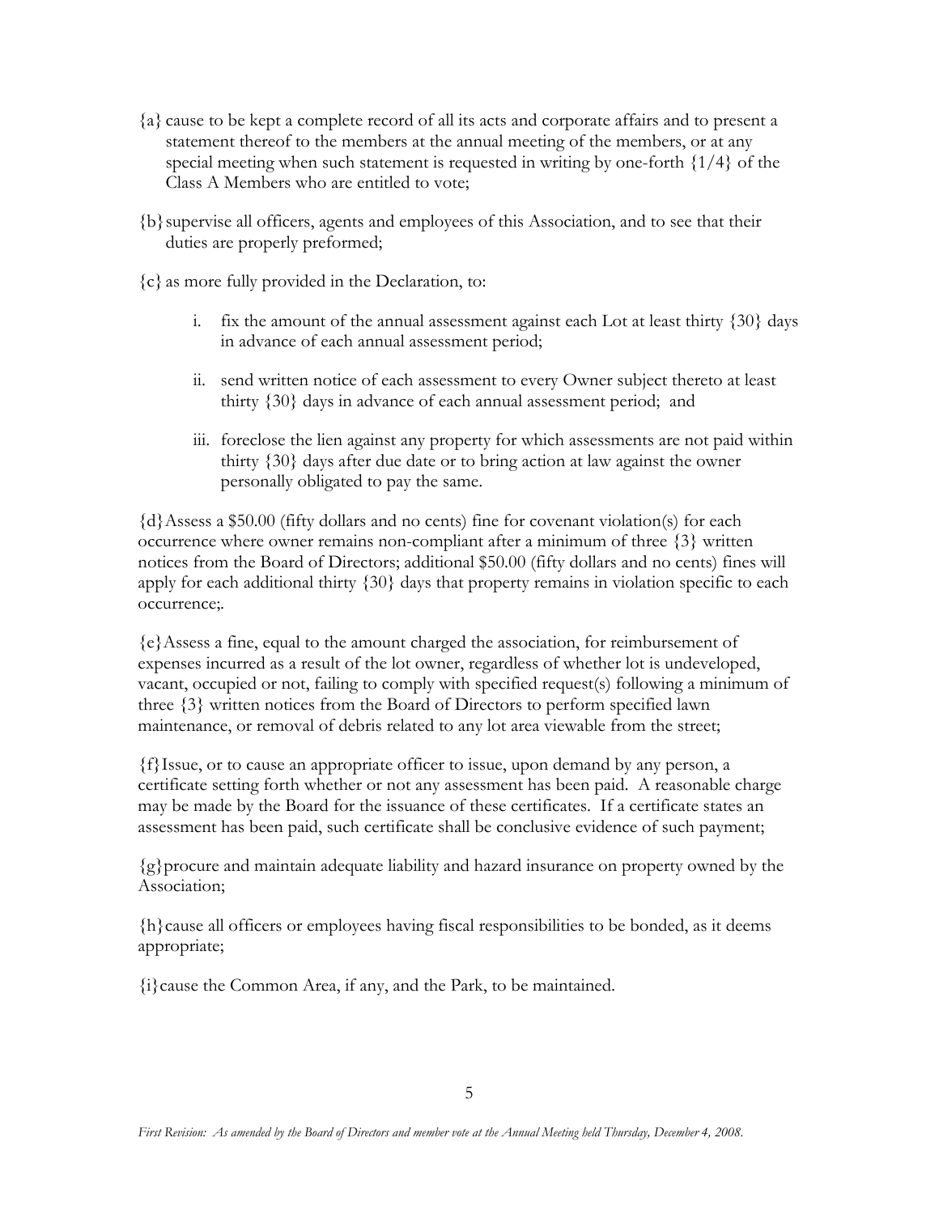{a} cause to be kept a complete record of all its acts and corporate affairs and to present a statement thereof to the members at the annual meeting of the members, or at any special meeting when such statement is requested in writing by one-forth {1/4} of the Class A Members who are entitled to vote;

{b} supervise all officers, agents and employees of this Association, and to see that their duties are properly preformed;

{c} as more fully provided in the Declaration, to:

i. fix the amount of the annual assessment against each Lot at least thirty {30} days in advance of each annual assessment period;

ii. send written notice of each assessment to every Owner subject thereto at least thirty {30} days in advance of each annual assessment period; and

iii. foreclose the lien against any property for which assessments are not paid within thirty {30} days after due date or to bring action at law against the owner personally obligated to pay the same.

{d}Assess a $50.00 (fifty dollars and no cents) fine for covenant violation(s) for each occurrence where owner remains non-compliant after a minimum of three {3} written notices from the Board of Directors; additional $50.00 (fifty dollars and no cents) fines will apply for each additional thirty {30} days that property remains in violation specific to each occurrence;.

{e}Assess a fine, equal to the amount charged the association, for reimbursement of expenses incurred as a result of the lot owner, regardless of whether lot is undeveloped, vacant, occupied or not, failing to comply with specified request(s) following a minimum of three {3} written notices from the Board of Directors to perform specified lawn maintenance, or removal of debris related to any lot area viewable from the street;

{f}Issue, or to cause an appropriate officer to issue, upon demand by any person, a certificate setting forth whether or not any assessment has been paid. A reasonable charge may be made by the Board for the issuance of these certificates. If a certificate states an assessment has been paid, such certificate shall be conclusive evidence of such payment;

{g}procure and maintain adequate liability and hazard insurance on property owned by the Association;

{h}cause all officers or employees having fiscal responsibilities to be bonded, as it deems appropriate;

{i}cause the Common Area, if any, and the Park, to be maintained.

*First Revision: As amended by the Board of Directors and member vote at the Annual Meeting held Thursday, December 4, 2008.*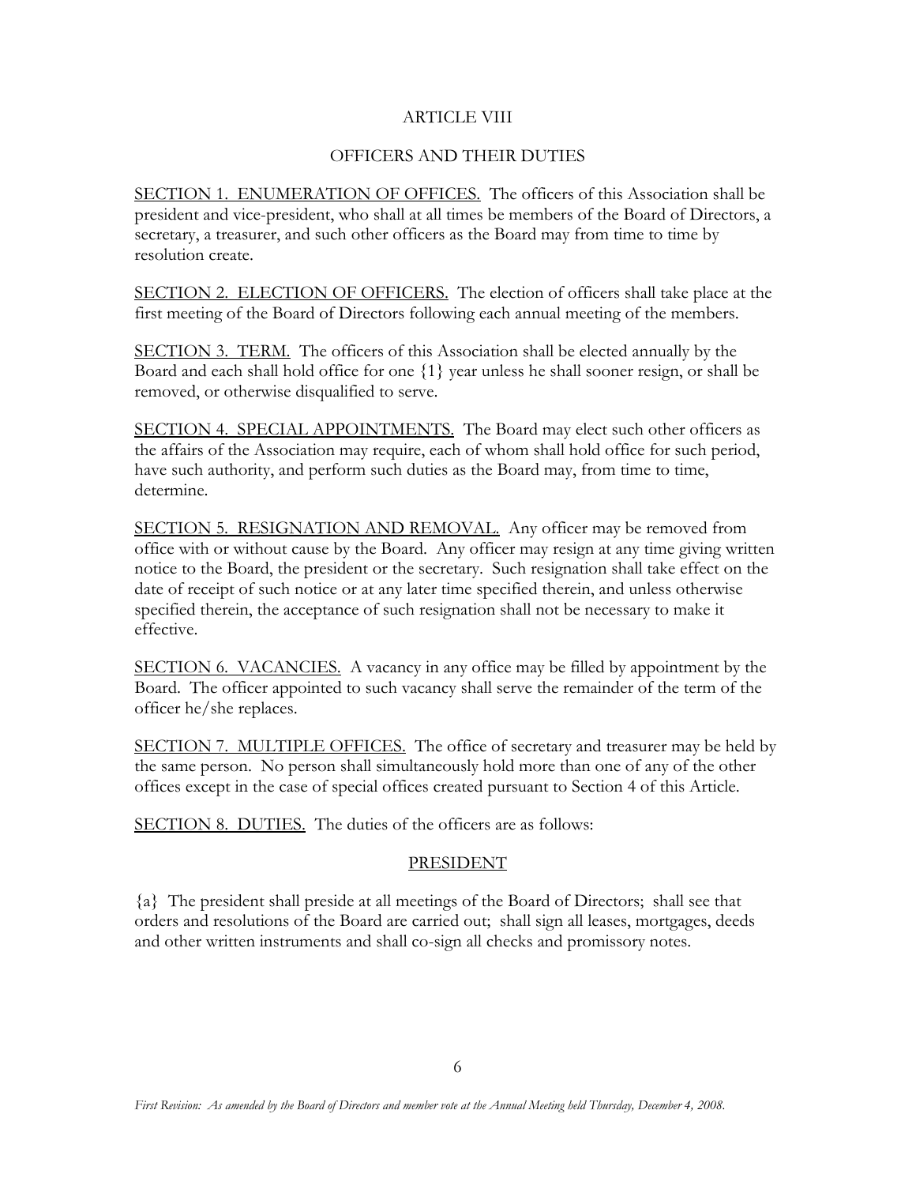## ARTICLE VIII

## OFFICERS AND THEIR DUTIES

<u>SECTION 1. ENUMERATION OF OFFICES.</u> The officers of this Association shall be president and vice-president, who shall at all times be members of the Board of Directors, a secretary, a treasurer, and such other officers as the Board may from time to time by resolution create.

<u>SECTION 2. ELECTION OF OFFICERS.</u> The election of officers shall take place at the first meeting of the Board of Directors following each annual meeting of the members.

<u>SECTION 3. TERM.</u> The officers of this Association shall be elected annually by the Board and each shall hold office for one {1} year unless he shall sooner resign, or shall be removed, or otherwise disqualified to serve.

<u>SECTION 4. SPECIAL APPOINTMENTS.</u> The Board may elect such other officers as the affairs of the Association may require, each of whom shall hold office for such period, have such authority, and perform such duties as the Board may, from time to time, determine.

<u>SECTION 5. RESIGNATION AND REMOVAL.</u> Any officer may be removed from office with or without cause by the Board. Any officer may resign at any time giving written notice to the Board, the president or the secretary. Such resignation shall take effect on the date of receipt of such notice or at any later time specified therein, and unless otherwise specified therein, the acceptance of such resignation shall not be necessary to make it effective.

<u>SECTION 6. VACANCIES.</u> A vacancy in any office may be filled by appointment by the Board. The officer appointed to such vacancy shall serve the remainder of the term of the officer he/she replaces.

<u>SECTION 7. MULTIPLE OFFICES.</u> The office of secretary and treasurer may be held by the same person. No person shall simultaneously hold more than one of any of the other offices except in the case of special offices created pursuant to Section 4 of this Article.

<u>SECTION 8. DUTIES.</u> The duties of the officers are as follows:

### <u>PRESIDENT</u>

{a} The president shall preside at all meetings of the Board of Directors; shall see that orders and resolutions of the Board are carried out; shall sign all leases, mortgages, deeds and other written instruments and shall co-sign all checks and promissory notes.

*First Revision: As amended by the Board of Directors and member vote at the Annual Meeting held Thursday, December 4, 2008.*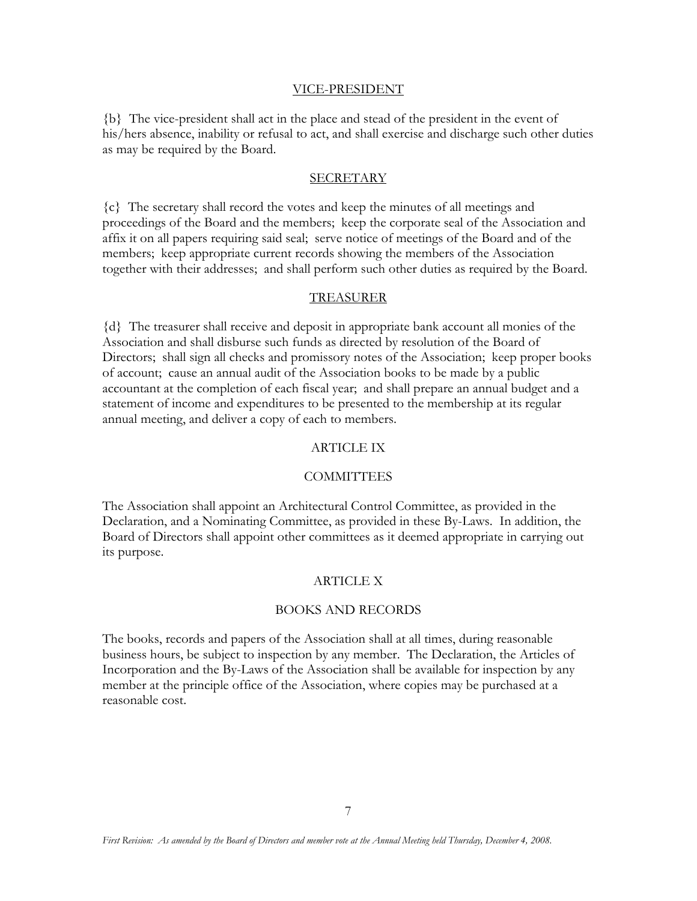## VICE-PRESIDENT

{b} The vice-president shall act in the place and stead of the president in the event of his/hers absence, inability or refusal to act, and shall exercise and discharge such other duties as may be required by the Board.

## SECRETARY

{c} The secretary shall record the votes and keep the minutes of all meetings and proceedings of the Board and the members; keep the corporate seal of the Association and affix it on all papers requiring said seal; serve notice of meetings of the Board and of the members; keep appropriate current records showing the members of the Association together with their addresses; and shall perform such other duties as required by the Board.

## TREASURER

{d} The treasurer shall receive and deposit in appropriate bank account all monies of the Association and shall disburse such funds as directed by resolution of the Board of Directors; shall sign all checks and promissory notes of the Association; keep proper books of account; cause an annual audit of the Association books to be made by a public accountant at the completion of each fiscal year; and shall prepare an annual budget and a statement of income and expenditures to be presented to the membership at its regular annual meeting, and deliver a copy of each to members.

# ARTICLE IX

## COMMITTEES

The Association shall appoint an Architectural Control Committee, as provided in the Declaration, and a Nominating Committee, as provided in these By-Laws. In addition, the Board of Directors shall appoint other committees as it deemed appropriate in carrying out its purpose.

# ARTICLE X

## BOOKS AND RECORDS

The books, records and papers of the Association shall at all times, during reasonable business hours, be subject to inspection by any member. The Declaration, the Articles of Incorporation and the By-Laws of the Association shall be available for inspection by any member at the principle office of the Association, where copies may be purchased at a reasonable cost.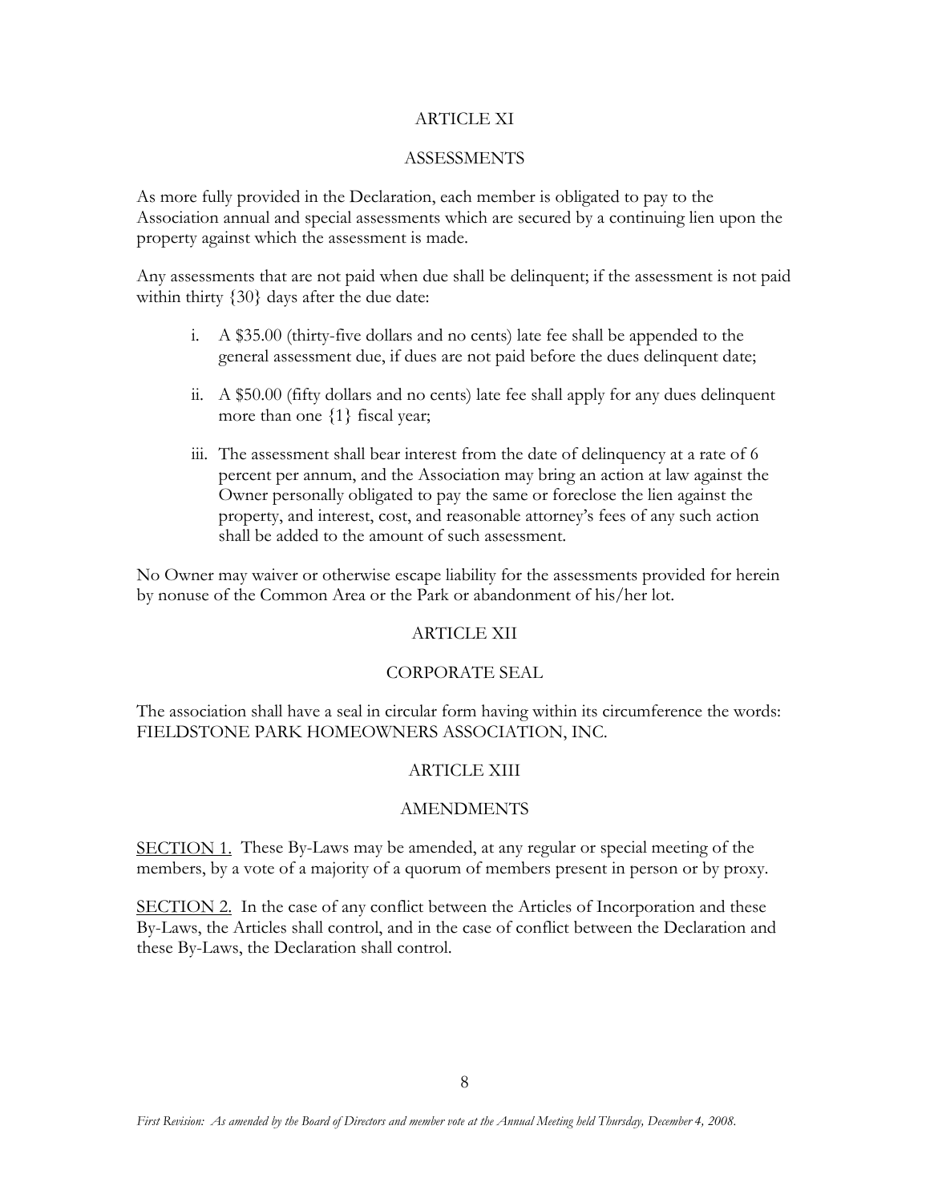## ARTICLE XI

## ASSESSMENTS

As more fully provided in the Declaration, each member is obligated to pay to the Association annual and special assessments which are secured by a continuing lien upon the property against which the assessment is made.

Any assessments that are not paid when due shall be delinquent; if the assessment is not paid within thirty {30} days after the due date:

i. A $35.00 (thirty-five dollars and no cents) late fee shall be appended to the general assessment due, if dues are not paid before the dues delinquent date;

ii. A $50.00 (fifty dollars and no cents) late fee shall apply for any dues delinquent more than one {1} fiscal year;

iii. The assessment shall bear interest from the date of delinquency at a rate of 6 percent per annum, and the Association may bring an action at law against the Owner personally obligated to pay the same or foreclose the lien against the property, and interest, cost, and reasonable attorney's fees of any such action shall be added to the amount of such assessment.

No Owner may waiver or otherwise escape liability for the assessments provided for herein by nonuse of the Common Area or the Park or abandonment of his/her lot.

## ARTICLE XII

## CORPORATE SEAL

The association shall have a seal in circular form having within its circumference the words: FIELDSTONE PARK HOMEOWNERS ASSOCIATION, INC.

## ARTICLE XIII

## AMENDMENTS

SECTION 1. These By-Laws may be amended, at any regular or special meeting of the members, by a vote of a majority of a quorum of members present in person or by proxy.

SECTION 2. In the case of any conflict between the Articles of Incorporation and these By-Laws, the Articles shall control, and in the case of conflict between the Declaration and these By-Laws, the Declaration shall control.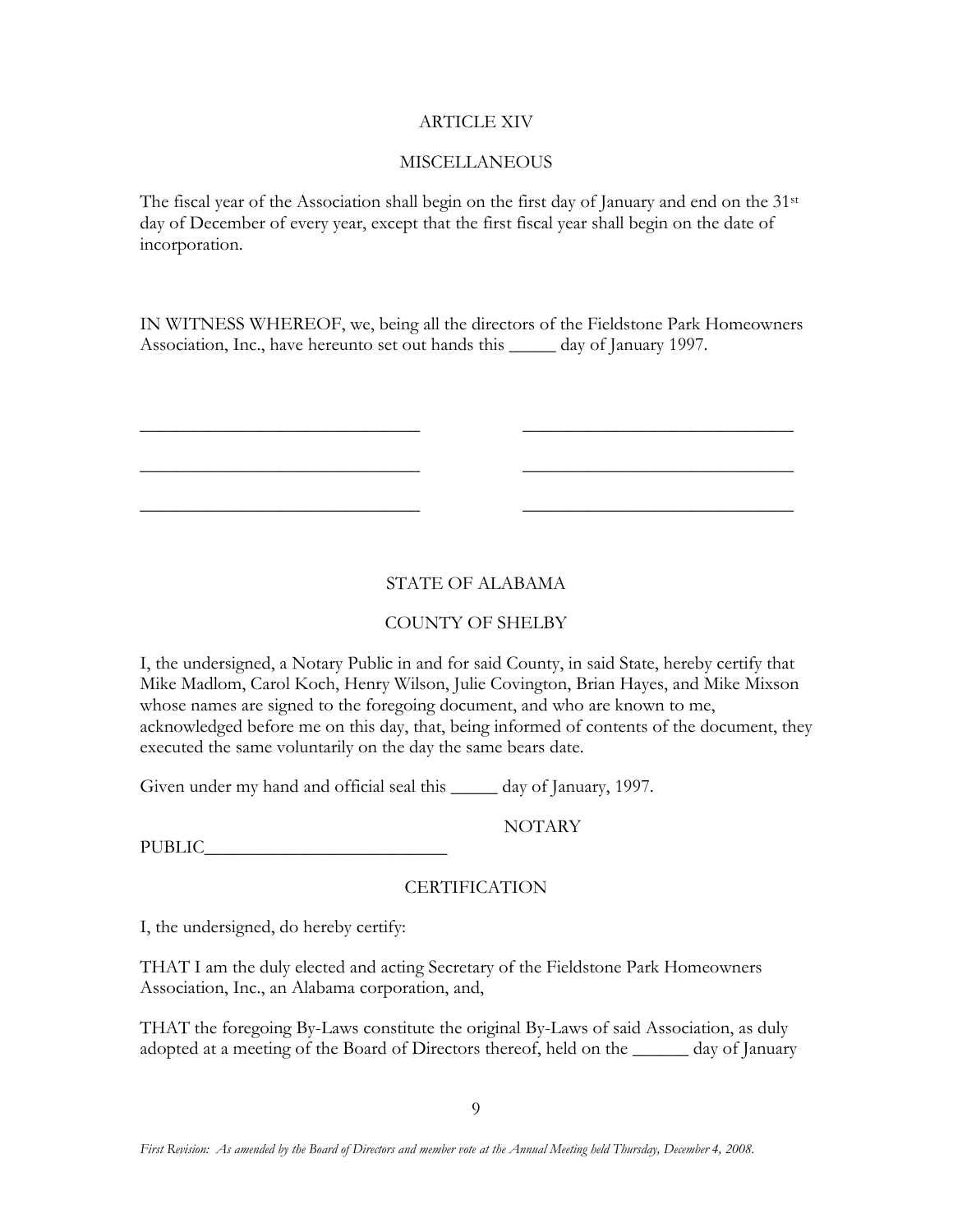## ARTICLE XIV

## MISCELLANEOUS

The fiscal year of the Association shall begin on the first day of January and end on the 31st day of December of every year, except that the first fiscal year shall begin on the date of incorporation.

IN WITNESS WHEREOF, we, being all the directors of the Fieldstone Park Homeowners Association, Inc., have hereunto set out hands this _____ day of January 1997.

______________________________ ______________________________

______________________________ ______________________________

______________________________ ______________________________

STATE OF ALABAMA

COUNTY OF SHELBY

I, the undersigned, a Notary Public in and for said County, in said State, hereby certify that Mike Madlom, Carol Koch, Henry Wilson, Julie Covington, Brian Hayes, and Mike Mixson whose names are signed to the foregoing document, and who are known to me, acknowledged before me on this day, that, being informed of contents of the document, they executed the same voluntarily on the day the same bears date.

Given under my hand and official seal this _____ day of January, 1997.

NOTARY PUBLIC__________________________

## CERTIFICATION

I, the undersigned, do hereby certify:

THAT I am the duly elected and acting Secretary of the Fieldstone Park Homeowners Association, Inc., an Alabama corporation, and,

THAT the foregoing By-Laws constitute the original By-Laws of said Association, as duly adopted at a meeting of the Board of Directors thereof, held on the ______ day of January

*First Revision: As amended by the Board of Directors and member vote at the Annual Meeting held Thursday, December 4, 2008.*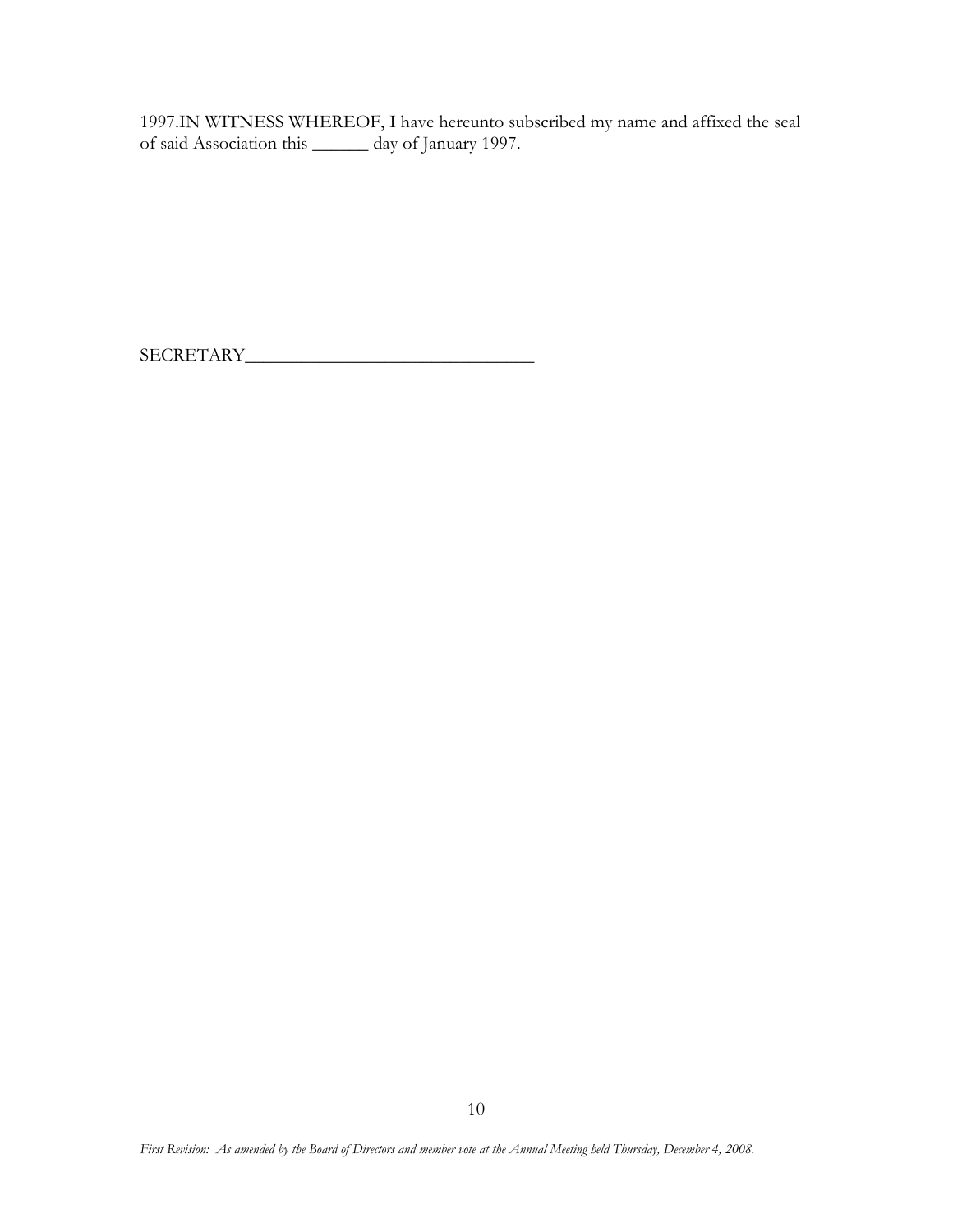1997.IN WITNESS WHEREOF, I have hereunto subscribed my name and affixed the seal of said Association this ______ day of January 1997.

SECRETARY________________________________

*First Revision: As amended by the Board of Directors and member vote at the Annual Meeting held Thursday, December 4, 2008.*